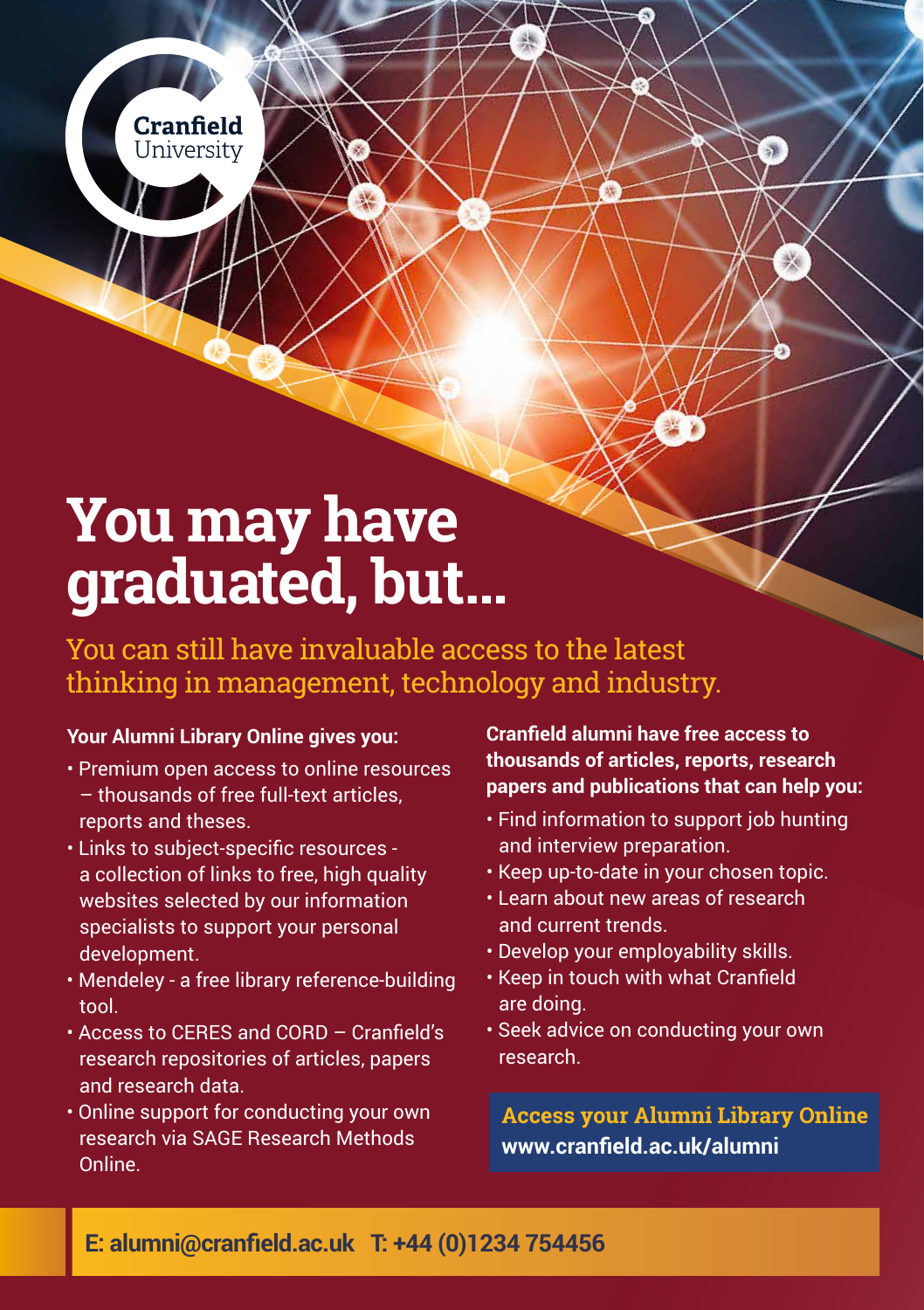Cranfield University

# You may have graduated, but...

## You can still have invaluable access to the latest thinking in management, technology and industry.

**Your Alumni Library Online gives you:**

- Premium open access to online resources – thousands of free full-text articles, reports and theses.
- Links to subject-specific resources - a collection of links to free, high quality websites selected by our information specialists to support your personal development.
- Mendeley - a free library reference-building tool.
- Access to CERES and CORD – Cranfield's research repositories of articles, papers and research data.
- Online support for conducting your own research via SAGE Research Methods Online.

**Cranfield alumni have free access to thousands of articles, reports, research papers and publications that can help you:**

- Find information to support job hunting and interview preparation.
- Keep up-to-date in your chosen topic.
- Learn about new areas of research and current trends.
- Develop your employability skills.
- Keep in touch with what Cranfield are doing.
- Seek advice on conducting your own research.

**Access your Alumni Library Online**
**www.cranfield.ac.uk/alumni**

**E: alumni@cranfield.ac.uk T: +44 (0)1234 754456**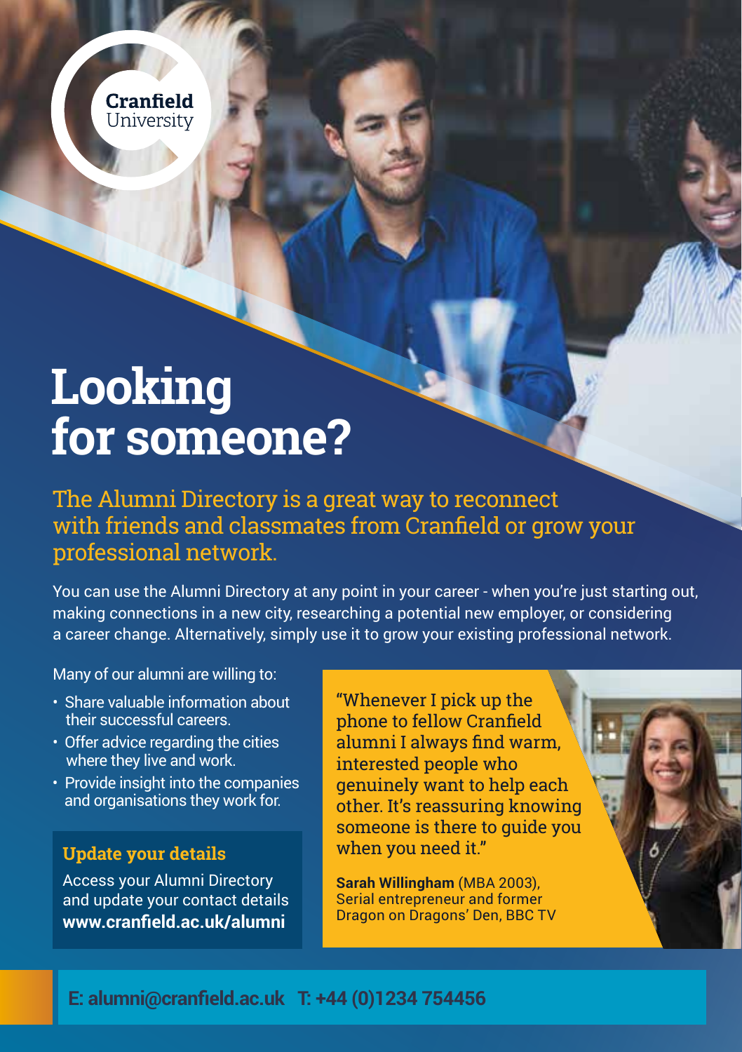Cranfield University

# Looking for someone?

## The Alumni Directory is a great way to reconnect with friends and classmates from Cranfield or grow your professional network.

You can use the Alumni Directory at any point in your career - when you're just starting out, making connections in a new city, researching a potential new employer, or considering a career change. Alternatively, simply use it to grow your existing professional network.

Many of our alumni are willing to:

- Share valuable information about their successful careers.
- Offer advice regarding the cities where they live and work.
- Provide insight into the companies and organisations they work for.

### Update your details

Access your Alumni Directory and update your contact details **www.cranfield.ac.uk/alumni**

"Whenever I pick up the phone to fellow Cranfield alumni I always find warm, interested people who genuinely want to help each other. It's reassuring knowing someone is there to guide you when you need it."

**Sarah Willingham** (MBA 2003), Serial entrepreneur and former Dragon on Dragons' Den, BBC TV

**E: alumni@cranfield.ac.uk T: +44 (0)1234 754456**